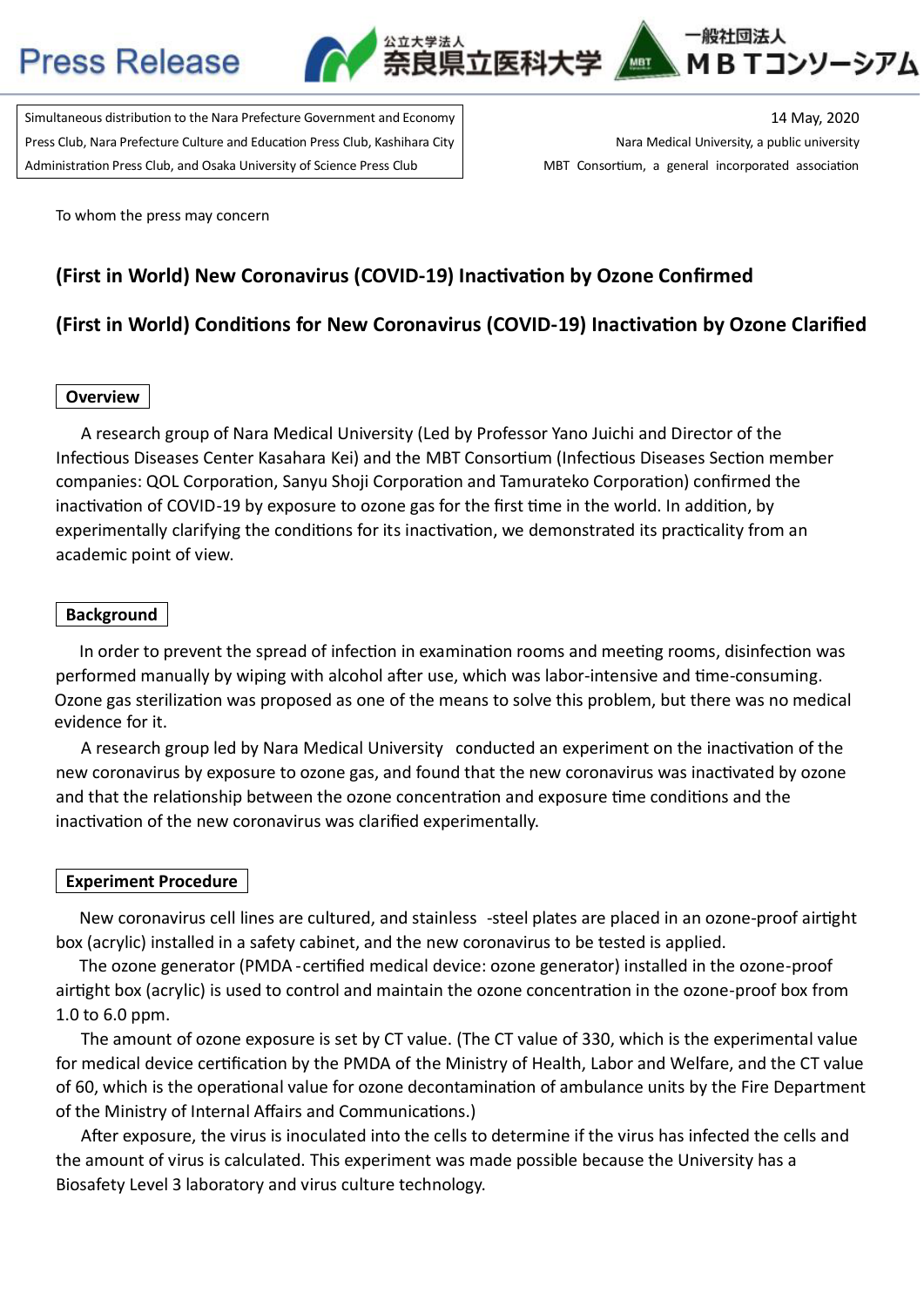Press Release

公立大学法人 奈良県立医科大学　一般社団法人 ＭＢＴコンソーシアム

Simultaneous distribution to the Nara Prefecture Government and Economy Press Club, Nara Prefecture Culture and Education Press Club, Kashihara City Administration Press Club, and Osaka University of Science Press Club

14 May, 2020
Nara Medical University, a public university
MBT Consortium, a general incorporated association

To whom the press may concern

## (First in World) New Coronavirus (COVID-19) Inactivation by Ozone Confirmed

## (First in World) Conditions for New Coronavirus (COVID-19) Inactivation by Ozone Clarified

### Overview

A research group of Nara Medical University (Led by Professor Yano Juichi and Director of the Infectious Diseases Center Kasahara Kei) and the MBT Consortium (Infectious Diseases Section member companies: QOL Corporation, Sanyu Shoji Corporation and Tamurateko Corporation) confirmed the inactivation of COVID-19 by exposure to ozone gas for the first time in the world. In addition, by experimentally clarifying the conditions for its inactivation, we demonstrated its practicality from an academic point of view.

### Background

In order to prevent the spread of infection in examination rooms and meeting rooms, disinfection was performed manually by wiping with alcohol after use, which was labor-intensive and time-consuming. Ozone gas sterilization was proposed as one of the means to solve this problem, but there was no medical evidence for it.

A research group led by Nara Medical University conducted an experiment on the inactivation of the new coronavirus by exposure to ozone gas, and found that the new coronavirus was inactivated by ozone and that the relationship between the ozone concentration and exposure time conditions and the inactivation of the new coronavirus was clarified experimentally.

### Experiment Procedure

New coronavirus cell lines are cultured, and stainless -steel plates are placed in an ozone-proof airtight box (acrylic) installed in a safety cabinet, and the new coronavirus to be tested is applied.

The ozone generator (PMDA -certified medical device: ozone generator) installed in the ozone-proof airtight box (acrylic) is used to control and maintain the ozone concentration in the ozone-proof box from 1.0 to 6.0 ppm.

The amount of ozone exposure is set by CT value. (The CT value of 330, which is the experimental value for medical device certification by the PMDA of the Ministry of Health, Labor and Welfare, and the CT value of 60, which is the operational value for ozone decontamination of ambulance units by the Fire Department of the Ministry of Internal Affairs and Communications.)

After exposure, the virus is inoculated into the cells to determine if the virus has infected the cells and the amount of virus is calculated. This experiment was made possible because the University has a Biosafety Level 3 laboratory and virus culture technology.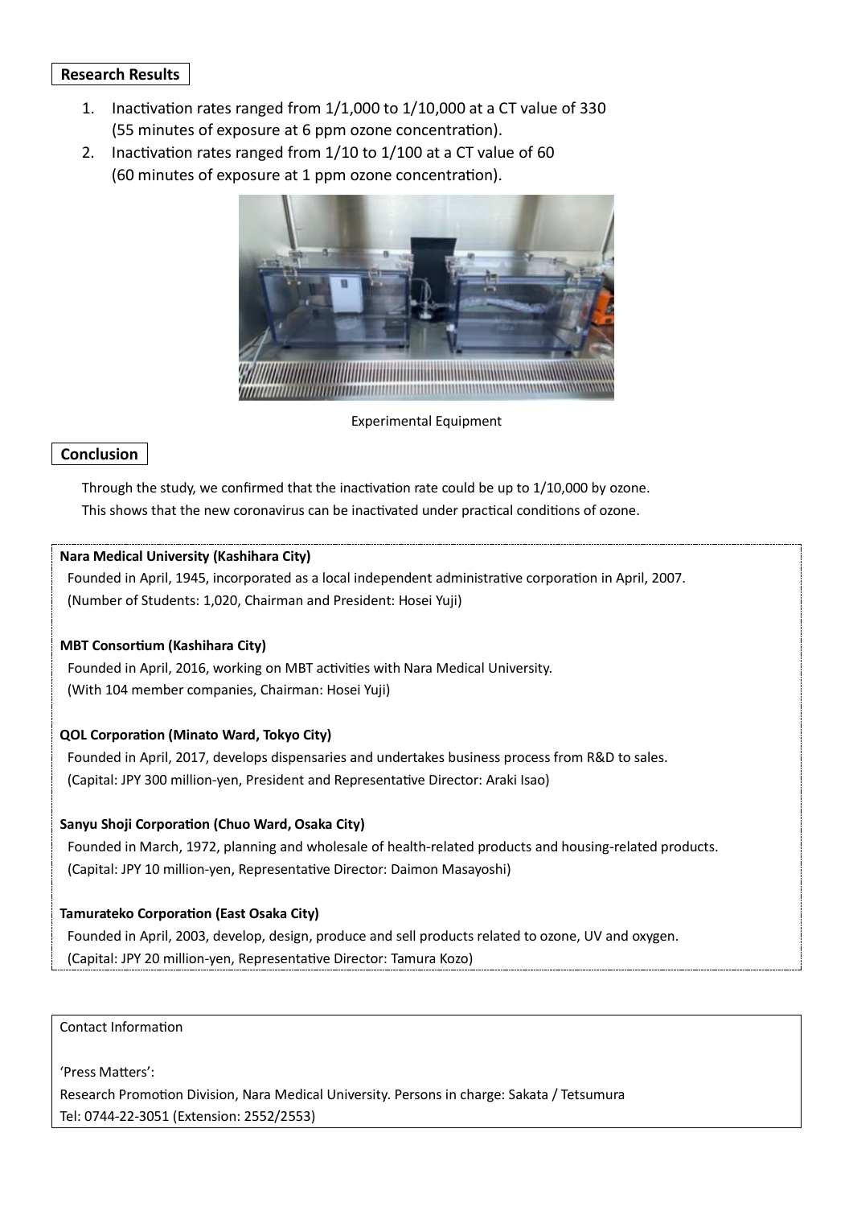## Research Results

1. Inactivation rates ranged from 1/1,000 to 1/10,000 at a CT value of 330 (55 minutes of exposure at 6 ppm ozone concentration).
2. Inactivation rates ranged from 1/10 to 1/100 at a CT value of 60 (60 minutes of exposure at 1 ppm ozone concentration).

Experimental Equipment

## Conclusion

Through the study, we confirmed that the inactivation rate could be up to 1/10,000 by ozone.
This shows that the new coronavirus can be inactivated under practical conditions of ozone.

**Nara Medical University (Kashihara City)**
Founded in April, 1945, incorporated as a local independent administrative corporation in April, 2007.
(Number of Students: 1,020, Chairman and President: Hosei Yuji)

**MBT Consortium (Kashihara City)**
Founded in April, 2016, working on MBT activities with Nara Medical University.
(With 104 member companies, Chairman: Hosei Yuji)

**QOL Corporation (Minato Ward, Tokyo City)**
Founded in April, 2017, develops dispensaries and undertakes business process from R&D to sales.
(Capital: JPY 300 million-yen, President and Representative Director: Araki Isao)

**Sanyu Shoji Corporation (Chuo Ward, Osaka City)**
Founded in March, 1972, planning and wholesale of health-related products and housing-related products.
(Capital: JPY 10 million-yen, Representative Director: Daimon Masayoshi)

**Tamurateko Corporation (East Osaka City)**
Founded in April, 2003, develop, design, produce and sell products related to ozone, UV and oxygen.
(Capital: JPY 20 million-yen, Representative Director: Tamura Kozo)

Contact Information

'Press Matters':
Research Promotion Division, Nara Medical University. Persons in charge: Sakata / Tetsumura
Tel: 0744-22-3051 (Extension: 2552/2553)